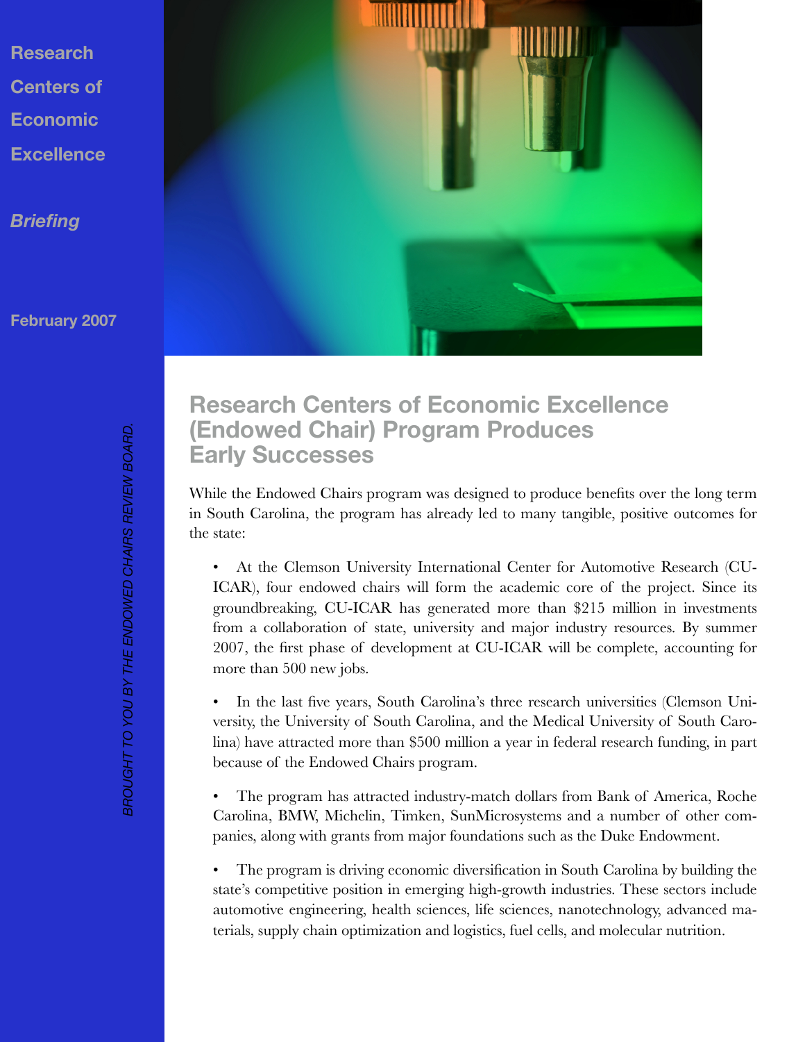Research Centers of Economic Excellence

*Briefing*

February 2007

*BROUGHT TO YOU BY THE ENDOWED CHAIRS REVIEW BOARD.*

# Research Centers of Economic Excellence (Endowed Chair) Program Produces Early Successes

While the Endowed Chairs program was designed to produce benefits over the long term in South Carolina, the program has already led to many tangible, positive outcomes for the state:

- At the Clemson University International Center for Automotive Research (CU-ICAR), four endowed chairs will form the academic core of the project. Since its groundbreaking, CU-ICAR has generated more than $215 million in investments from a collaboration of state, university and major industry resources. By summer 2007, the first phase of development at CU-ICAR will be complete, accounting for more than 500 new jobs.

- In the last five years, South Carolina's three research universities (Clemson University, the University of South Carolina, and the Medical University of South Carolina) have attracted more than $500 million a year in federal research funding, in part because of the Endowed Chairs program.

- The program has attracted industry-match dollars from Bank of America, Roche Carolina, BMW, Michelin, Timken, SunMicrosystems and a number of other companies, along with grants from major foundations such as the Duke Endowment.

- The program is driving economic diversification in South Carolina by building the state's competitive position in emerging high-growth industries. These sectors include automotive engineering, health sciences, life sciences, nanotechnology, advanced materials, supply chain optimization and logistics, fuel cells, and molecular nutrition.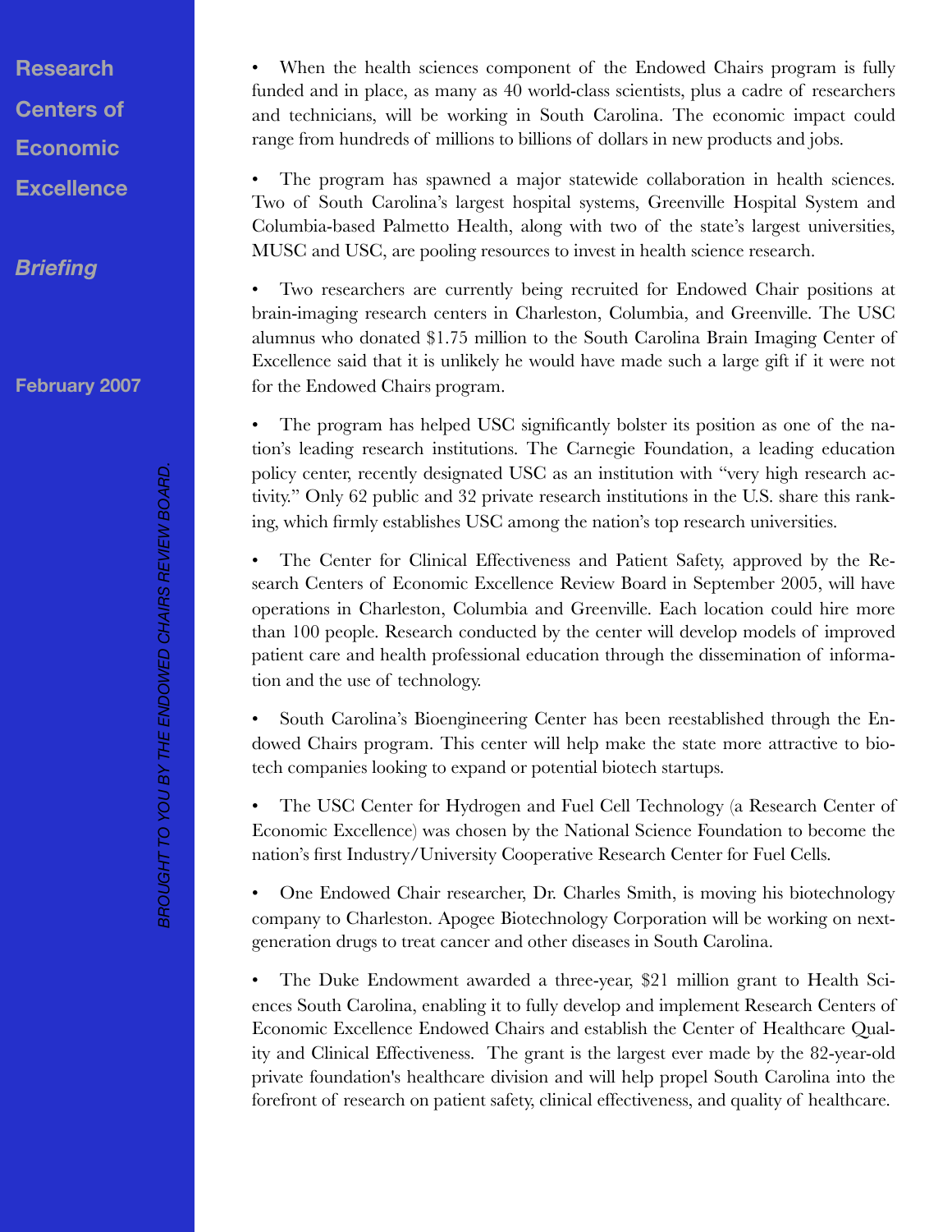Research Centers of Economic Excellence

*Briefing*

February 2007

*BROUGHT TO YOU BY THE ENDOWED CHAIRS REVIEW BOARD.*

- When the health sciences component of the Endowed Chairs program is fully funded and in place, as many as 40 world-class scientists, plus a cadre of researchers and technicians, will be working in South Carolina. The economic impact could range from hundreds of millions to billions of dollars in new products and jobs.

- The program has spawned a major statewide collaboration in health sciences. Two of South Carolina's largest hospital systems, Greenville Hospital System and Columbia-based Palmetto Health, along with two of the state's largest universities, MUSC and USC, are pooling resources to invest in health science research.

- Two researchers are currently being recruited for Endowed Chair positions at brain-imaging research centers in Charleston, Columbia, and Greenville. The USC alumnus who donated $1.75 million to the South Carolina Brain Imaging Center of Excellence said that it is unlikely he would have made such a large gift if it were not for the Endowed Chairs program.

- The program has helped USC significantly bolster its position as one of the nation's leading research institutions. The Carnegie Foundation, a leading education policy center, recently designated USC as an institution with "very high research activity." Only 62 public and 32 private research institutions in the U.S. share this ranking, which firmly establishes USC among the nation's top research universities.

- The Center for Clinical Effectiveness and Patient Safety, approved by the Research Centers of Economic Excellence Review Board in September 2005, will have operations in Charleston, Columbia and Greenville. Each location could hire more than 100 people. Research conducted by the center will develop models of improved patient care and health professional education through the dissemination of information and the use of technology.

- South Carolina's Bioengineering Center has been reestablished through the Endowed Chairs program. This center will help make the state more attractive to biotech companies looking to expand or potential biotech startups.

- The USC Center for Hydrogen and Fuel Cell Technology (a Research Center of Economic Excellence) was chosen by the National Science Foundation to become the nation's first Industry/University Cooperative Research Center for Fuel Cells.

- One Endowed Chair researcher, Dr. Charles Smith, is moving his biotechnology company to Charleston. Apogee Biotechnology Corporation will be working on next-generation drugs to treat cancer and other diseases in South Carolina.

- The Duke Endowment awarded a three-year, $21 million grant to Health Sciences South Carolina, enabling it to fully develop and implement Research Centers of Economic Excellence Endowed Chairs and establish the Center of Healthcare Quality and Clinical Effectiveness. The grant is the largest ever made by the 82-year-old private foundation's healthcare division and will help propel South Carolina into the forefront of research on patient safety, clinical effectiveness, and quality of healthcare.